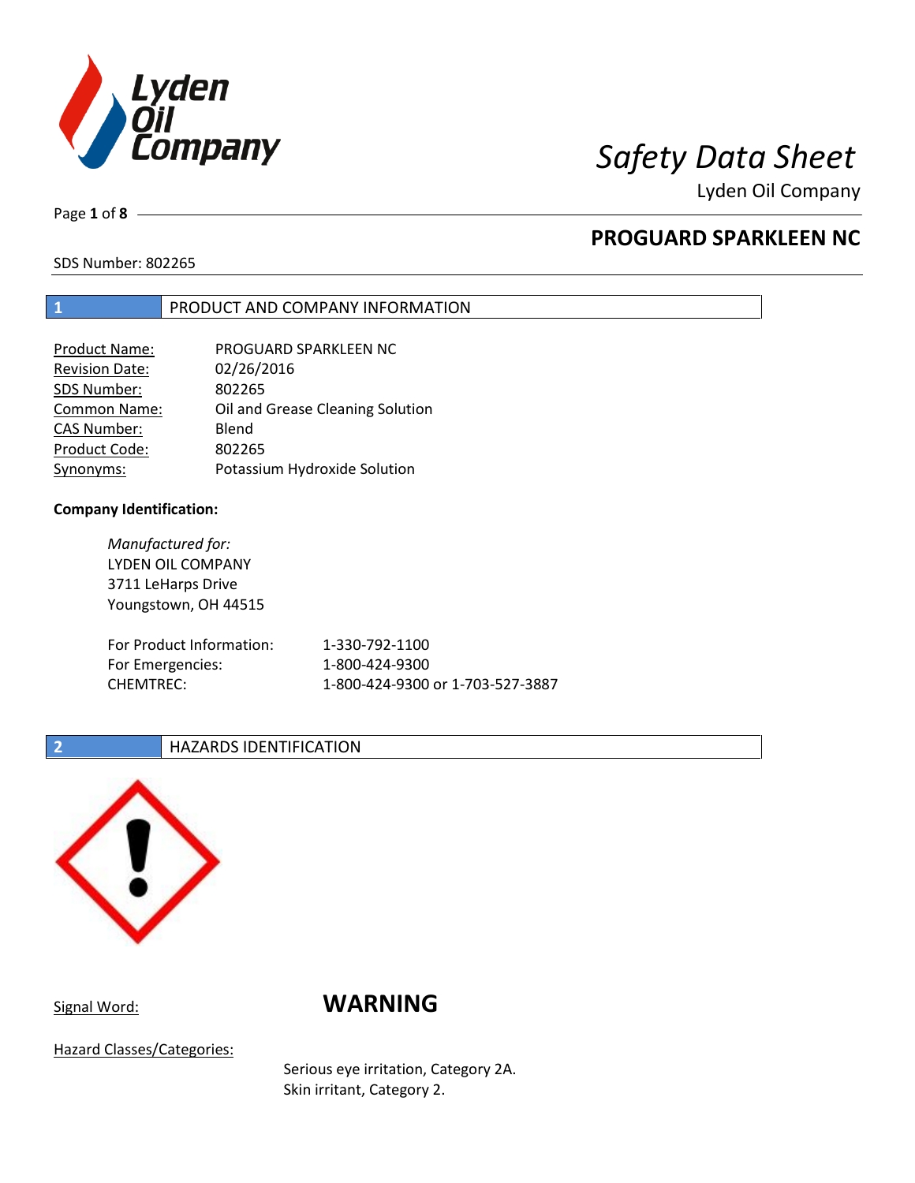# Safety Data Sheet

Lyden Oil Company

## PROGUARD SPARKLEEN NC

SDS Number: 802265

## 1 PRODUCT AND COMPANY INFORMATION

| | |
|---|---|
| Product Name: | PROGUARD SPARKLEEN NC |
| Revision Date: | 02/26/2016 |
| SDS Number: | 802265 |
| Common Name: | Oil and Grease Cleaning Solution |
| CAS Number: | Blend |
| Product Code: | 802265 |
| Synonyms: | Potassium Hydroxide Solution |

**Company Identification:**

*Manufactured for:*
LYDEN OIL COMPANY
3711 LeHarps Drive
Youngstown, OH 44515

| | |
|---|---|
| For Product Information: | 1-330-792-1100 |
| For Emergencies: | 1-800-424-9300 |
| CHEMTREC: | 1-800-424-9300 or 1-703-527-3887 |

## 2 HAZARDS IDENTIFICATION

Signal Word: **WARNING**

Hazard Classes/Categories:

Serious eye irritation, Category 2A.
Skin irritant, Category 2.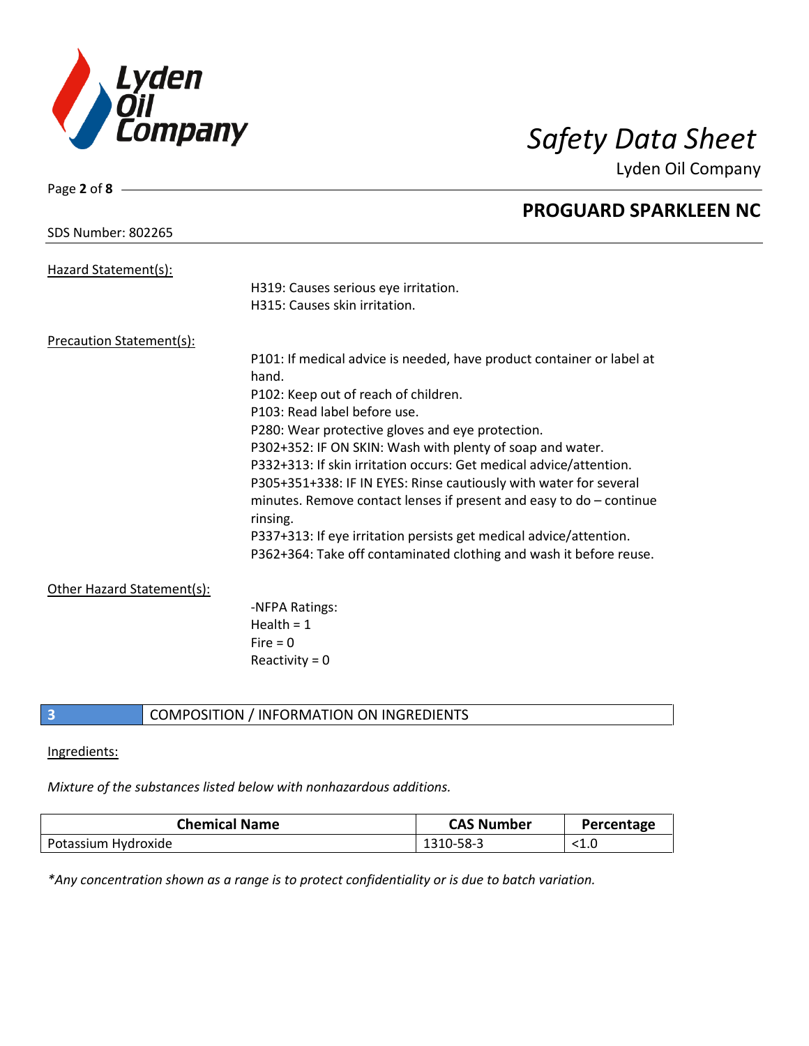## PROGUARD SPARKLEEN NC

SDS Number: 802265

Hazard Statement(s):

H319: Causes serious eye irritation.
H315: Causes skin irritation.

Precaution Statement(s):

P101: If medical advice is needed, have product container or label at hand.
P102: Keep out of reach of children.
P103: Read label before use.
P280: Wear protective gloves and eye protection.
P302+352: IF ON SKIN: Wash with plenty of soap and water.
P332+313: If skin irritation occurs: Get medical advice/attention.
P305+351+338: IF IN EYES: Rinse cautiously with water for several minutes. Remove contact lenses if present and easy to do – continue rinsing.
P337+313: If eye irritation persists get medical advice/attention.
P362+364: Take off contaminated clothing and wash it before reuse.

Other Hazard Statement(s):

-NFPA Ratings:
Health = 1
Fire = 0
Reactivity = 0

## 3 COMPOSITION / INFORMATION ON INGREDIENTS

Ingredients:

*Mixture of the substances listed below with nonhazardous additions.*

| Chemical Name | CAS Number | Percentage |
|---|---|---|
| Potassium Hydroxide | 1310-58-3 | <1.0 |

*\*Any concentration shown as a range is to protect confidentiality or is due to batch variation.*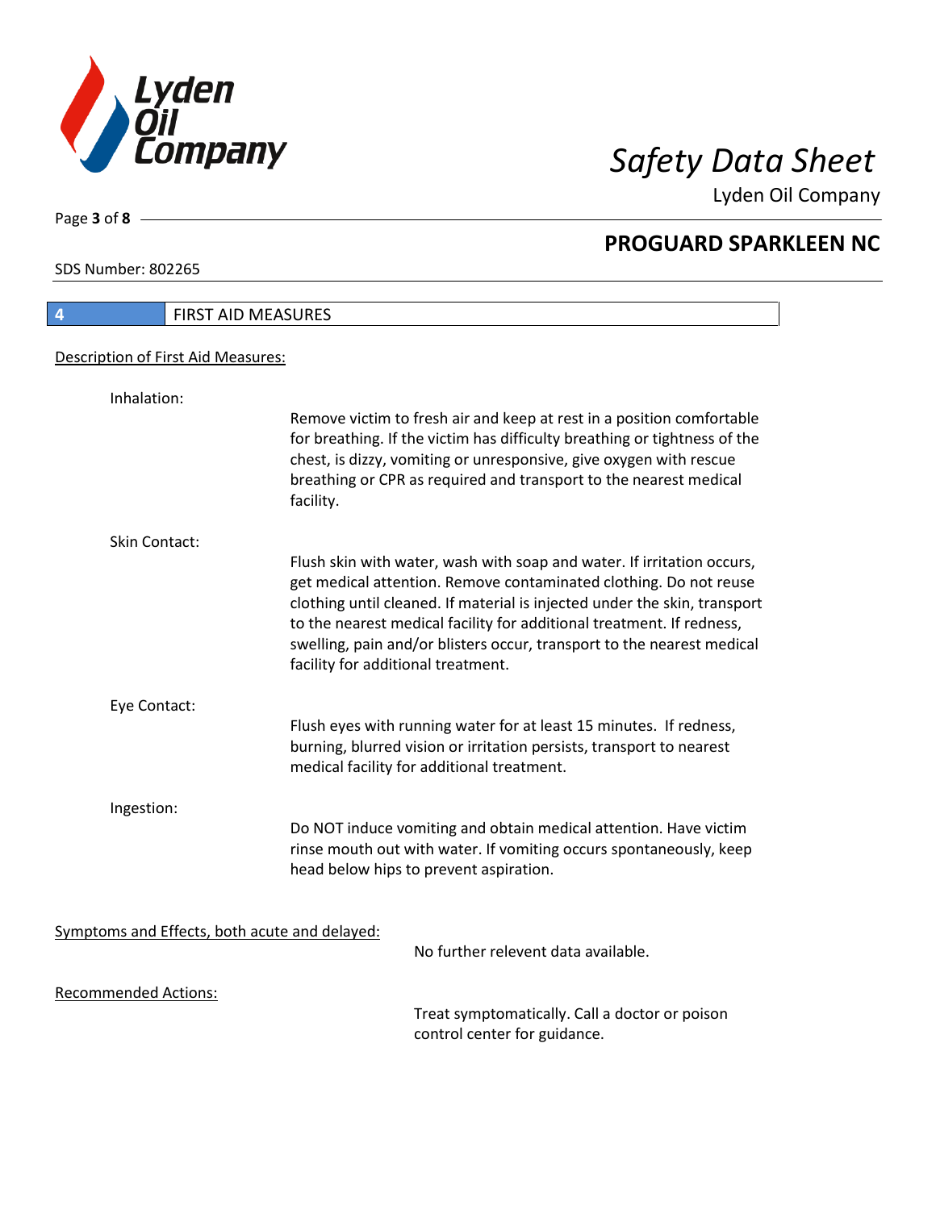## 4 FIRST AID MEASURES

### Description of First Aid Measures:

**Inhalation:**

Remove victim to fresh air and keep at rest in a position comfortable for breathing. If the victim has difficulty breathing or tightness of the chest, is dizzy, vomiting or unresponsive, give oxygen with rescue breathing or CPR as required and transport to the nearest medical facility.

**Skin Contact:**

Flush skin with water, wash with soap and water. If irritation occurs, get medical attention. Remove contaminated clothing. Do not reuse clothing until cleaned. If material is injected under the skin, transport to the nearest medical facility for additional treatment. If redness, swelling, pain and/or blisters occur, transport to the nearest medical facility for additional treatment.

**Eye Contact:**

Flush eyes with running water for at least 15 minutes. If redness, burning, blurred vision or irritation persists, transport to nearest medical facility for additional treatment.

**Ingestion:**

Do NOT induce vomiting and obtain medical attention. Have victim rinse mouth out with water. If vomiting occurs spontaneously, keep head below hips to prevent aspiration.

### Symptoms and Effects, both acute and delayed:

No further relevent data available.

### Recommended Actions:

Treat symptomatically. Call a doctor or poison control center for guidance.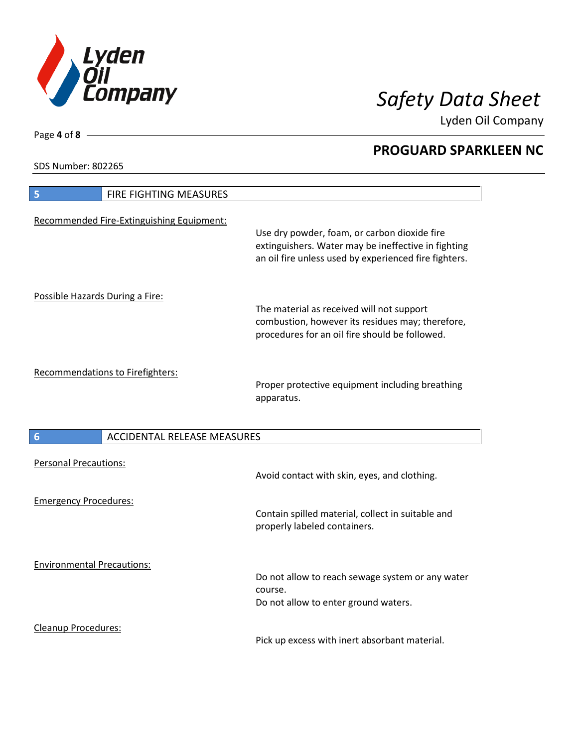## 5 FIRE FIGHTING MEASURES

Recommended Fire-Extinguishing Equipment:

Use dry powder, foam, or carbon dioxide fire extinguishers. Water may be ineffective in fighting an oil fire unless used by experienced fire fighters.

Possible Hazards During a Fire:

The material as received will not support combustion, however its residues may; therefore, procedures for an oil fire should be followed.

Recommendations to Firefighters:

Proper protective equipment including breathing apparatus.

## 6 ACCIDENTAL RELEASE MEASURES

Personal Precautions:

Avoid contact with skin, eyes, and clothing.

Emergency Procedures:

Contain spilled material, collect in suitable and properly labeled containers.

Environmental Precautions:

Do not allow to reach sewage system or any water course.
Do not allow to enter ground waters.

Cleanup Procedures:

Pick up excess with inert absorbant material.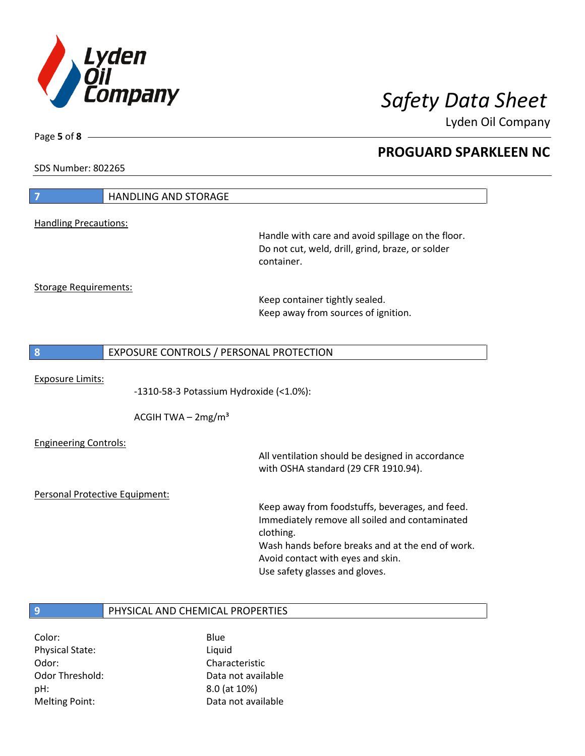SDS Number: 802265

## 7 HANDLING AND STORAGE

Handling Precautions:

Handle with care and avoid spillage on the floor.
Do not cut, weld, drill, grind, braze, or solder container.

Storage Requirements:

Keep container tightly sealed.
Keep away from sources of ignition.

## 8 EXPOSURE CONTROLS / PERSONAL PROTECTION

Exposure Limits:

-1310-58-3 Potassium Hydroxide (<1.0%):

ACGIH TWA – 2mg/m³

Engineering Controls:

All ventilation should be designed in accordance with OSHA standard (29 CFR 1910.94).

Personal Protective Equipment:

Keep away from foodstuffs, beverages, and feed.
Immediately remove all soiled and contaminated clothing.
Wash hands before breaks and at the end of work.
Avoid contact with eyes and skin.
Use safety glasses and gloves.

## 9 PHYSICAL AND CHEMICAL PROPERTIES

| | |
|---|---|
| Color: | Blue |
| Physical State: | Liquid |
| Odor: | Characteristic |
| Odor Threshold: | Data not available |
| pH: | 8.0 (at 10%) |
| Melting Point: | Data not available |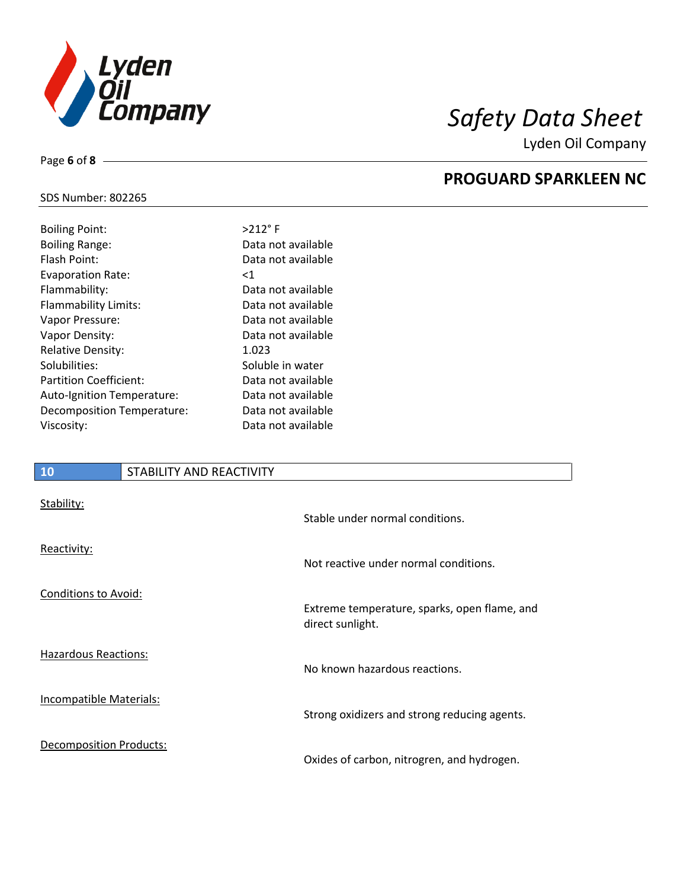SDS Number: 802265

| | |
|---|---|
| Boiling Point: | >212° F |
| Boiling Range: | Data not available |
| Flash Point: | Data not available |
| Evaporation Rate: | <1 |
| Flammability: | Data not available |
| Flammability Limits: | Data not available |
| Vapor Pressure: | Data not available |
| Vapor Density: | Data not available |
| Relative Density: | 1.023 |
| Solubilities: | Soluble in water |
| Partition Coefficient: | Data not available |
| Auto-Ignition Temperature: | Data not available |
| Decomposition Temperature: | Data not available |
| Viscosity: | Data not available |

## 10 STABILITY AND REACTIVITY

Stability:

Stable under normal conditions.

Reactivity:

Not reactive under normal conditions.

Conditions to Avoid:

Extreme temperature, sparks, open flame, and direct sunlight.

Hazardous Reactions:

No known hazardous reactions.

Incompatible Materials:

Strong oxidizers and strong reducing agents.

Decomposition Products:

Oxides of carbon, nitrogren, and hydrogen.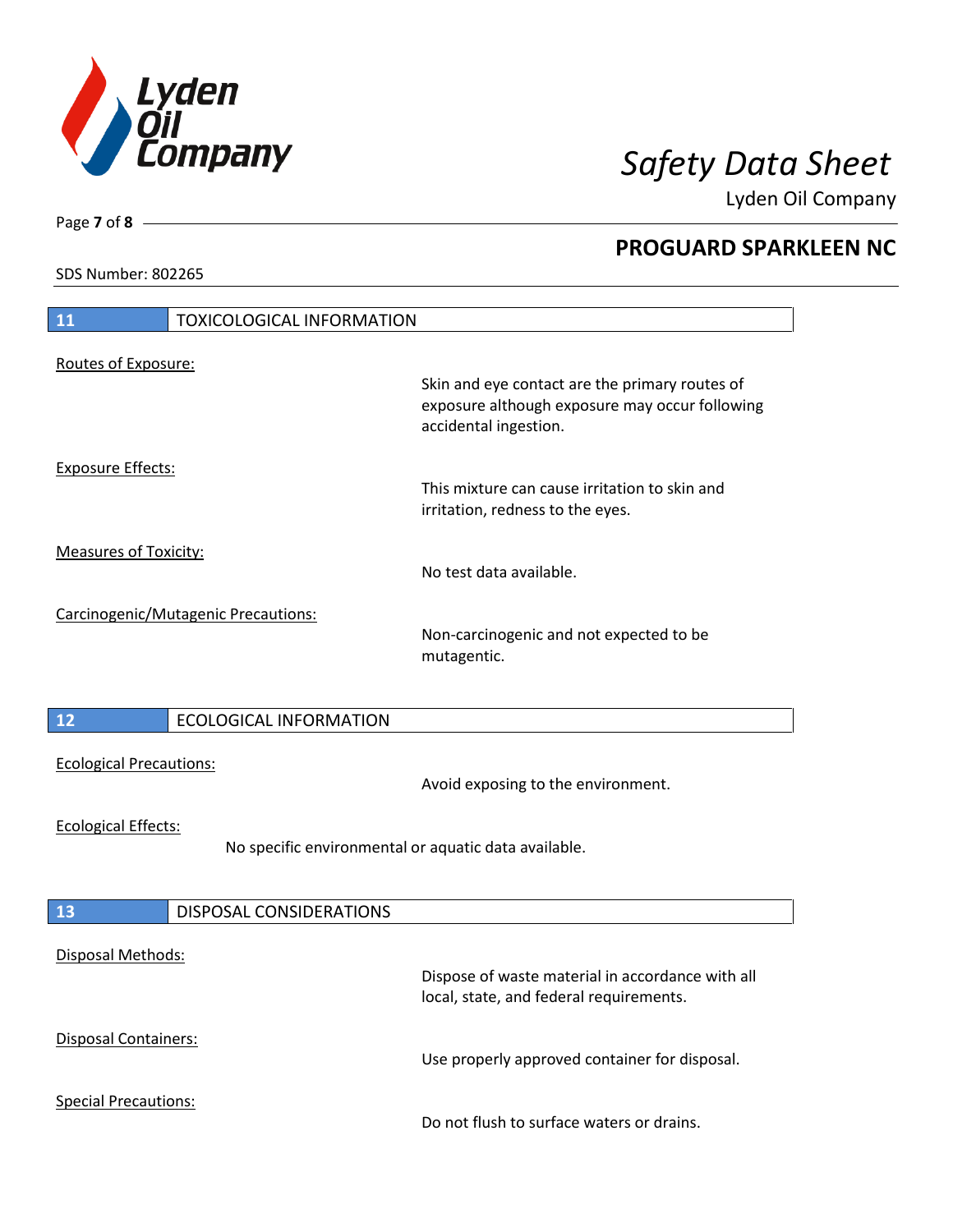## 11 TOXICOLOGICAL INFORMATION

Routes of Exposure:

Skin and eye contact are the primary routes of exposure although exposure may occur following accidental ingestion.

Exposure Effects:

This mixture can cause irritation to skin and irritation, redness to the eyes.

Measures of Toxicity:

No test data available.

Carcinogenic/Mutagenic Precautions:

Non-carcinogenic and not expected to be mutagentic.

## 12 ECOLOGICAL INFORMATION

Ecological Precautions:

Avoid exposing to the environment.

Ecological Effects:

No specific environmental or aquatic data available.

## 13 DISPOSAL CONSIDERATIONS

Disposal Methods:

Dispose of waste material in accordance with all local, state, and federal requirements.

Disposal Containers:

Use properly approved container for disposal.

Special Precautions:

Do not flush to surface waters or drains.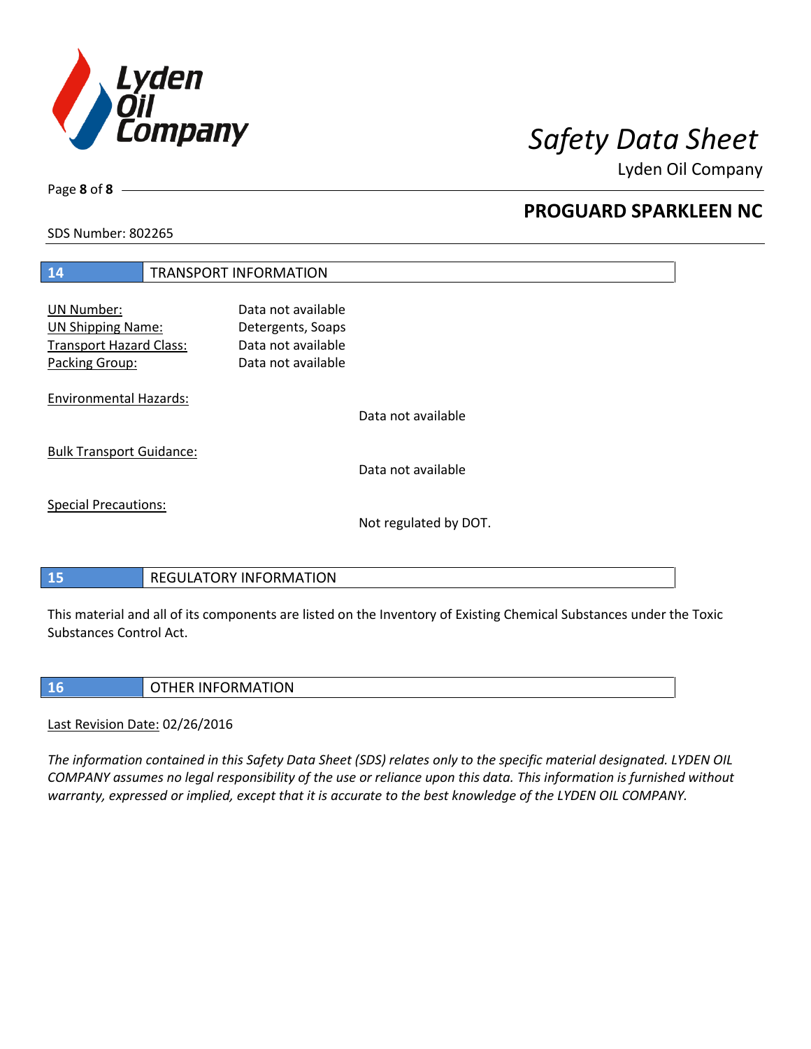## 14 TRANSPORT INFORMATION

| | |
|---|---|
| UN Number: | Data not available |
| UN Shipping Name: | Detergents, Soaps |
| Transport Hazard Class: | Data not available |
| Packing Group: | Data not available |

Environmental Hazards:

Data not available

Bulk Transport Guidance:

Data not available

Special Precautions:

Not regulated by DOT.

## 15 REGULATORY INFORMATION

This material and all of its components are listed on the Inventory of Existing Chemical Substances under the Toxic Substances Control Act.

## 16 OTHER INFORMATION

Last Revision Date: 02/26/2016

*The information contained in this Safety Data Sheet (SDS) relates only to the specific material designated. LYDEN OIL COMPANY assumes no legal responsibility of the use or reliance upon this data. This information is furnished without warranty, expressed or implied, except that it is accurate to the best knowledge of the LYDEN OIL COMPANY.*